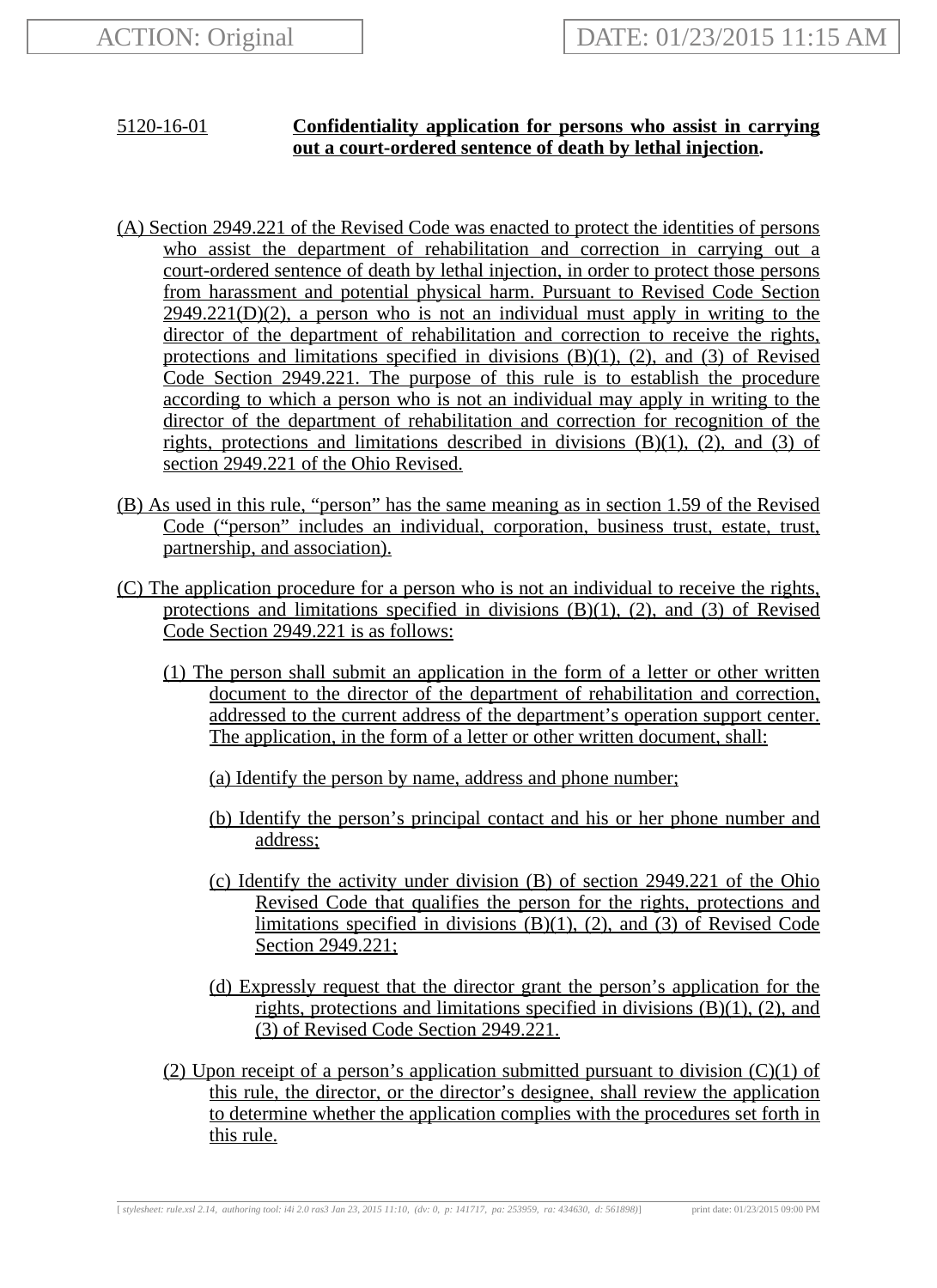5120-16-01 **Confidentiality application for persons who assist in carrying out a court-ordered sentence of death by lethal injection.**

(A) Section 2949.221 of the Revised Code was enacted to protect the identities of persons who assist the department of rehabilitation and correction in carrying out a court-ordered sentence of death by lethal injection, in order to protect those persons from harassment and potential physical harm. Pursuant to Revised Code Section 2949.221(D)(2), a person who is not an individual must apply in writing to the director of the department of rehabilitation and correction to receive the rights, protections and limitations specified in divisions (B)(1), (2), and (3) of Revised Code Section 2949.221. The purpose of this rule is to establish the procedure according to which a person who is not an individual may apply in writing to the director of the department of rehabilitation and correction for recognition of the rights, protections and limitations described in divisions (B)(1), (2), and (3) of section 2949.221 of the Ohio Revised.

(B) As used in this rule, "person" has the same meaning as in section 1.59 of the Revised Code ("person" includes an individual, corporation, business trust, estate, trust, partnership, and association).

(C) The application procedure for a person who is not an individual to receive the rights, protections and limitations specified in divisions (B)(1), (2), and (3) of Revised Code Section 2949.221 is as follows:

(1) The person shall submit an application in the form of a letter or other written document to the director of the department of rehabilitation and correction, addressed to the current address of the department's operation support center. The application, in the form of a letter or other written document, shall:

(a) Identify the person by name, address and phone number;

(b) Identify the person's principal contact and his or her phone number and address;

(c) Identify the activity under division (B) of section 2949.221 of the Ohio Revised Code that qualifies the person for the rights, protections and limitations specified in divisions (B)(1), (2), and (3) of Revised Code Section 2949.221;

(d) Expressly request that the director grant the person's application for the rights, protections and limitations specified in divisions (B)(1), (2), and (3) of Revised Code Section 2949.221.

(2) Upon receipt of a person's application submitted pursuant to division (C)(1) of this rule, the director, or the director's designee, shall review the application to determine whether the application complies with the procedures set forth in this rule.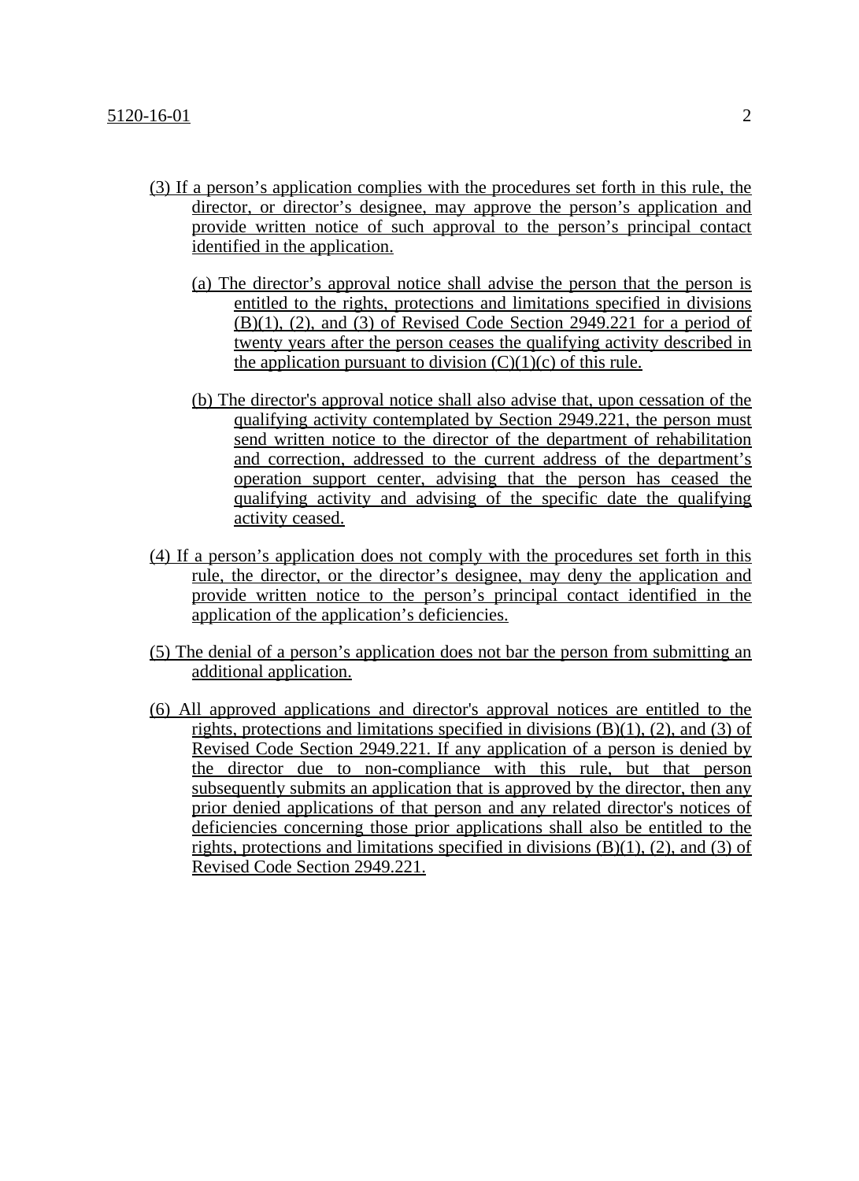(3) If a person's application complies with the procedures set forth in this rule, the director, or director's designee, may approve the person's application and provide written notice of such approval to the person's principal contact identified in the application.

(a) The director's approval notice shall advise the person that the person is entitled to the rights, protections and limitations specified in divisions (B)(1), (2), and (3) of Revised Code Section 2949.221 for a period of twenty years after the person ceases the qualifying activity described in the application pursuant to division (C)(1)(c) of this rule.

(b) The director's approval notice shall also advise that, upon cessation of the qualifying activity contemplated by Section 2949.221, the person must send written notice to the director of the department of rehabilitation and correction, addressed to the current address of the department's operation support center, advising that the person has ceased the qualifying activity and advising of the specific date the qualifying activity ceased.

(4) If a person's application does not comply with the procedures set forth in this rule, the director, or the director's designee, may deny the application and provide written notice to the person's principal contact identified in the application of the application's deficiencies.

(5) The denial of a person's application does not bar the person from submitting an additional application.

(6) All approved applications and director's approval notices are entitled to the rights, protections and limitations specified in divisions (B)(1), (2), and (3) of Revised Code Section 2949.221. If any application of a person is denied by the director due to non-compliance with this rule, but that person subsequently submits an application that is approved by the director, then any prior denied applications of that person and any related director's notices of deficiencies concerning those prior applications shall also be entitled to the rights, protections and limitations specified in divisions (B)(1), (2), and (3) of Revised Code Section 2949.221.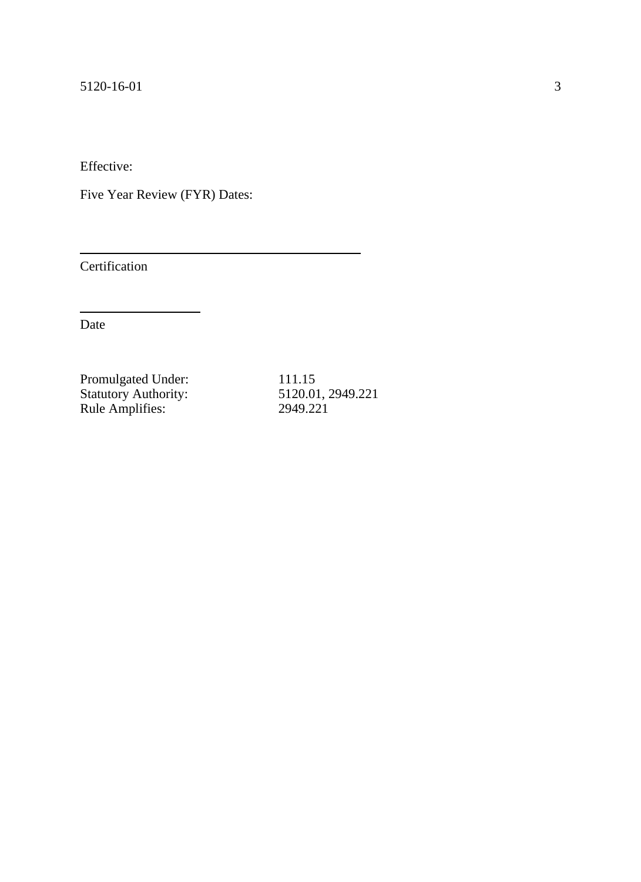Effective:

Five Year Review (FYR) Dates:

\_\_\_\_\_\_\_\_\_\_\_\_\_\_\_\_\_\_\_\_\_\_\_\_\_\_\_\_\_\_\_\_\_\_\_\_\_\_\_\_

Certification

\_\_\_\_\_\_\_\_\_\_\_\_\_\_\_\_\_

Date

| | |
|---|---|
| Promulgated Under: | 111.15 |
| Statutory Authority: | 5120.01, 2949.221 |
| Rule Amplifies: | 2949.221 |